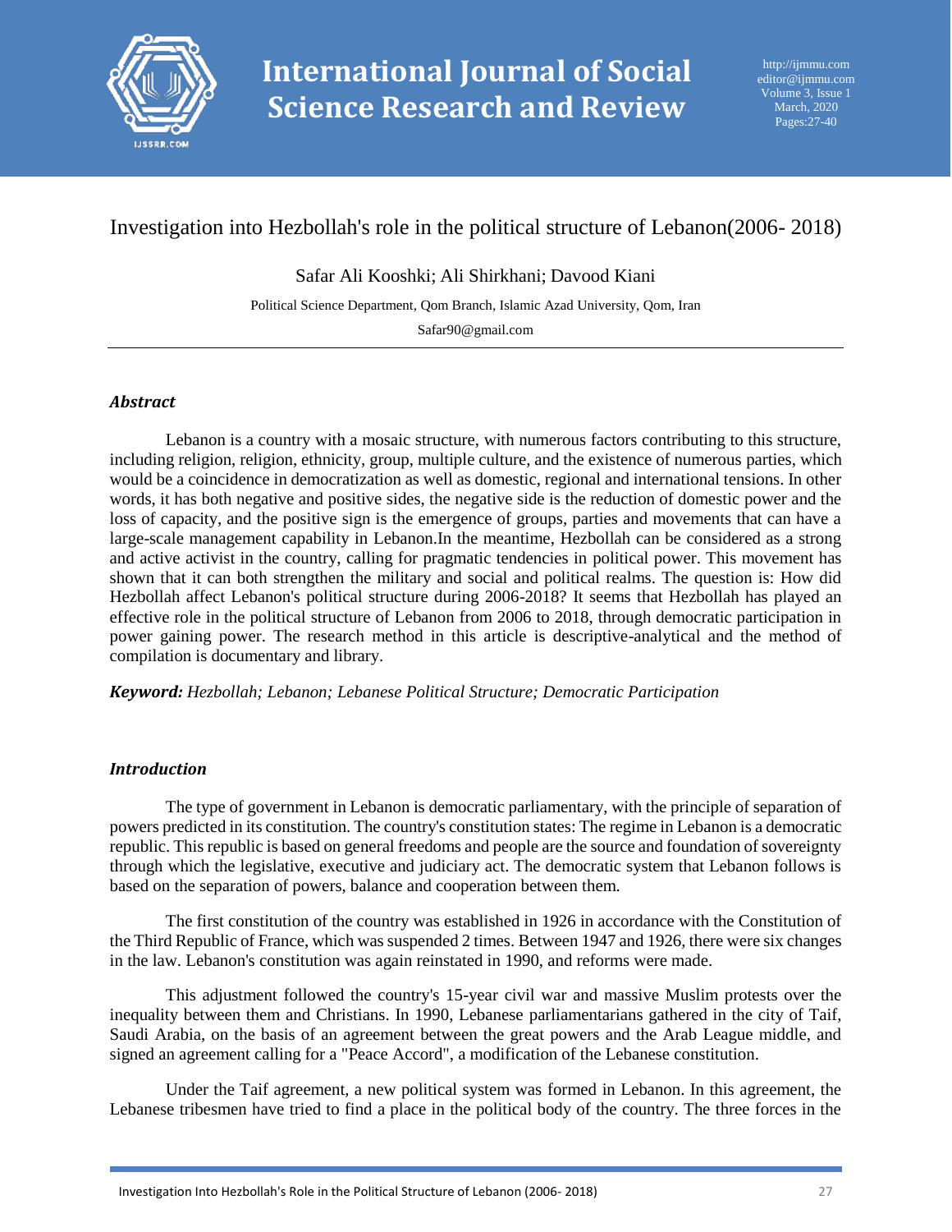# Investigation into Hezbollah's role in the political structure of Lebanon(2006- 2018)

Safar Ali Kooshki; Ali Shirkhani; Davood Kiani

Political Science Department, Qom Branch, Islamic Azad University, Qom, Iran

Safar90@gmail.com

## *Abstract*

Lebanon is a country with a mosaic structure, with numerous factors contributing to this structure, including religion, religion, ethnicity, group, multiple culture, and the existence of numerous parties, which would be a coincidence in democratization as well as domestic, regional and international tensions. In other words, it has both negative and positive sides, the negative side is the reduction of domestic power and the loss of capacity, and the positive sign is the emergence of groups, parties and movements that can have a large-scale management capability in Lebanon.In the meantime, Hezbollah can be considered as a strong and active activist in the country, calling for pragmatic tendencies in political power. This movement has shown that it can both strengthen the military and social and political realms. The question is: How did Hezbollah affect Lebanon's political structure during 2006-2018? It seems that Hezbollah has played an effective role in the political structure of Lebanon from 2006 to 2018, through democratic participation in power gaining power. The research method in this article is descriptive-analytical and the method of compilation is documentary and library.

***Keyword:*** *Hezbollah; Lebanon; Lebanese Political Structure; Democratic Participation*

## *Introduction*

The type of government in Lebanon is democratic parliamentary, with the principle of separation of powers predicted in its constitution. The country's constitution states: The regime in Lebanon is a democratic republic. This republic is based on general freedoms and people are the source and foundation of sovereignty through which the legislative, executive and judiciary act. The democratic system that Lebanon follows is based on the separation of powers, balance and cooperation between them.

The first constitution of the country was established in 1926 in accordance with the Constitution of the Third Republic of France, which was suspended 2 times. Between 1947 and 1926, there were six changes in the law. Lebanon's constitution was again reinstated in 1990, and reforms were made.

This adjustment followed the country's 15-year civil war and massive Muslim protests over the inequality between them and Christians. In 1990, Lebanese parliamentarians gathered in the city of Taif, Saudi Arabia, on the basis of an agreement between the great powers and the Arab League middle, and signed an agreement calling for a "Peace Accord", a modification of the Lebanese constitution.

Under the Taif agreement, a new political system was formed in Lebanon. In this agreement, the Lebanese tribesmen have tried to find a place in the political body of the country. The three forces in the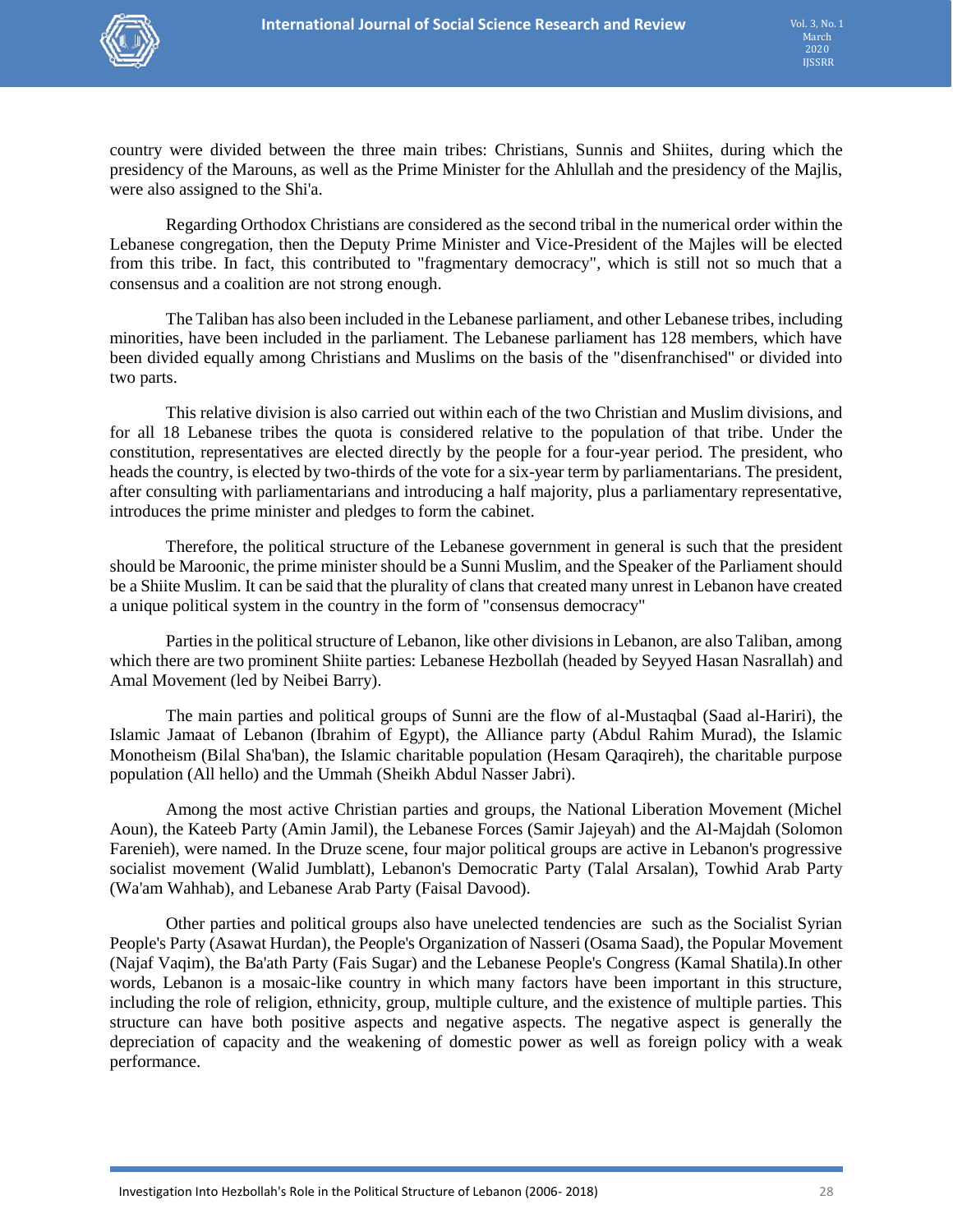country were divided between the three main tribes: Christians, Sunnis and Shiites, during which the presidency of the Marouns, as well as the Prime Minister for the Ahlullah and the presidency of the Majlis, were also assigned to the Shi'a.

Regarding Orthodox Christians are considered as the second tribal in the numerical order within the Lebanese congregation, then the Deputy Prime Minister and Vice-President of the Majles will be elected from this tribe. In fact, this contributed to "fragmentary democracy", which is still not so much that a consensus and a coalition are not strong enough.

The Taliban has also been included in the Lebanese parliament, and other Lebanese tribes, including minorities, have been included in the parliament. The Lebanese parliament has 128 members, which have been divided equally among Christians and Muslims on the basis of the "disenfranchised" or divided into two parts.

This relative division is also carried out within each of the two Christian and Muslim divisions, and for all 18 Lebanese tribes the quota is considered relative to the population of that tribe. Under the constitution, representatives are elected directly by the people for a four-year period. The president, who heads the country, is elected by two-thirds of the vote for a six-year term by parliamentarians. The president, after consulting with parliamentarians and introducing a half majority, plus a parliamentary representative, introduces the prime minister and pledges to form the cabinet.

Therefore, the political structure of the Lebanese government in general is such that the president should be Maroonic, the prime minister should be a Sunni Muslim, and the Speaker of the Parliament should be a Shiite Muslim. It can be said that the plurality of clans that created many unrest in Lebanon have created a unique political system in the country in the form of "consensus democracy"

Parties in the political structure of Lebanon, like other divisions in Lebanon, are also Taliban, among which there are two prominent Shiite parties: Lebanese Hezbollah (headed by Seyyed Hasan Nasrallah) and Amal Movement (led by Neibei Barry).

The main parties and political groups of Sunni are the flow of al-Mustaqbal (Saad al-Hariri), the Islamic Jamaat of Lebanon (Ibrahim of Egypt), the Alliance party (Abdul Rahim Murad), the Islamic Monotheism (Bilal Sha'ban), the Islamic charitable population (Hesam Qaraqireh), the charitable purpose population (All hello) and the Ummah (Sheikh Abdul Nasser Jabri).

Among the most active Christian parties and groups, the National Liberation Movement (Michel Aoun), the Kateeb Party (Amin Jamil), the Lebanese Forces (Samir Jajeyah) and the Al-Majdah (Solomon Farenieh), were named. In the Druze scene, four major political groups are active in Lebanon's progressive socialist movement (Walid Jumblatt), Lebanon's Democratic Party (Talal Arsalan), Towhid Arab Party (Wa'am Wahhab), and Lebanese Arab Party (Faisal Davood).

Other parties and political groups also have unelected tendencies are such as the Socialist Syrian People's Party (Asawat Hurdan), the People's Organization of Nasseri (Osama Saad), the Popular Movement (Najaf Vaqim), the Ba'ath Party (Fais Sugar) and the Lebanese People's Congress (Kamal Shatila).In other words, Lebanon is a mosaic-like country in which many factors have been important in this structure, including the role of religion, ethnicity, group, multiple culture, and the existence of multiple parties. This structure can have both positive aspects and negative aspects. The negative aspect is generally the depreciation of capacity and the weakening of domestic power as well as foreign policy with a weak performance.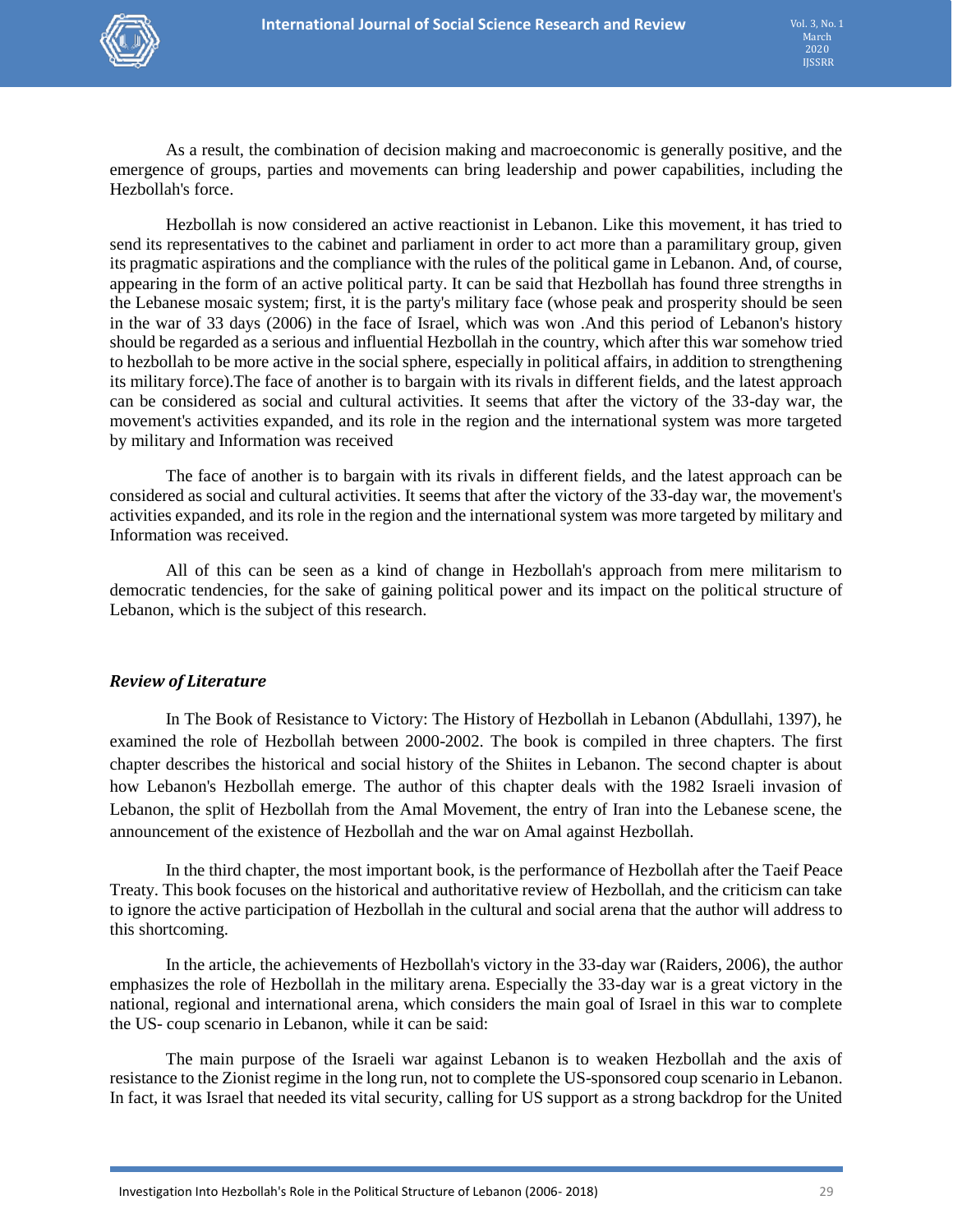As a result, the combination of decision making and macroeconomic is generally positive, and the emergence of groups, parties and movements can bring leadership and power capabilities, including the Hezbollah's force.

Hezbollah is now considered an active reactionist in Lebanon. Like this movement, it has tried to send its representatives to the cabinet and parliament in order to act more than a paramilitary group, given its pragmatic aspirations and the compliance with the rules of the political game in Lebanon. And, of course, appearing in the form of an active political party. It can be said that Hezbollah has found three strengths in the Lebanese mosaic system; first, it is the party's military face (whose peak and prosperity should be seen in the war of 33 days (2006) in the face of Israel, which was won .And this period of Lebanon's history should be regarded as a serious and influential Hezbollah in the country, which after this war somehow tried to hezbollah to be more active in the social sphere, especially in political affairs, in addition to strengthening its military force).The face of another is to bargain with its rivals in different fields, and the latest approach can be considered as social and cultural activities. It seems that after the victory of the 33-day war, the movement's activities expanded, and its role in the region and the international system was more targeted by military and Information was received

The face of another is to bargain with its rivals in different fields, and the latest approach can be considered as social and cultural activities. It seems that after the victory of the 33-day war, the movement's activities expanded, and its role in the region and the international system was more targeted by military and Information was received.

All of this can be seen as a kind of change in Hezbollah's approach from mere militarism to democratic tendencies, for the sake of gaining political power and its impact on the political structure of Lebanon, which is the subject of this research.

### *Review of Literature*

In The Book of Resistance to Victory: The History of Hezbollah in Lebanon (Abdullahi, 1397), he examined the role of Hezbollah between 2000-2002. The book is compiled in three chapters. The first chapter describes the historical and social history of the Shiites in Lebanon. The second chapter is about how Lebanon's Hezbollah emerge. The author of this chapter deals with the 1982 Israeli invasion of Lebanon, the split of Hezbollah from the Amal Movement, the entry of Iran into the Lebanese scene, the announcement of the existence of Hezbollah and the war on Amal against Hezbollah.

In the third chapter, the most important book, is the performance of Hezbollah after the Taeif Peace Treaty. This book focuses on the historical and authoritative review of Hezbollah, and the criticism can take to ignore the active participation of Hezbollah in the cultural and social arena that the author will address to this shortcoming.

In the article, the achievements of Hezbollah's victory in the 33-day war (Raiders, 2006), the author emphasizes the role of Hezbollah in the military arena. Especially the 33-day war is a great victory in the national, regional and international arena, which considers the main goal of Israel in this war to complete the US- coup scenario in Lebanon, while it can be said:

The main purpose of the Israeli war against Lebanon is to weaken Hezbollah and the axis of resistance to the Zionist regime in the long run, not to complete the US-sponsored coup scenario in Lebanon. In fact, it was Israel that needed its vital security, calling for US support as a strong backdrop for the United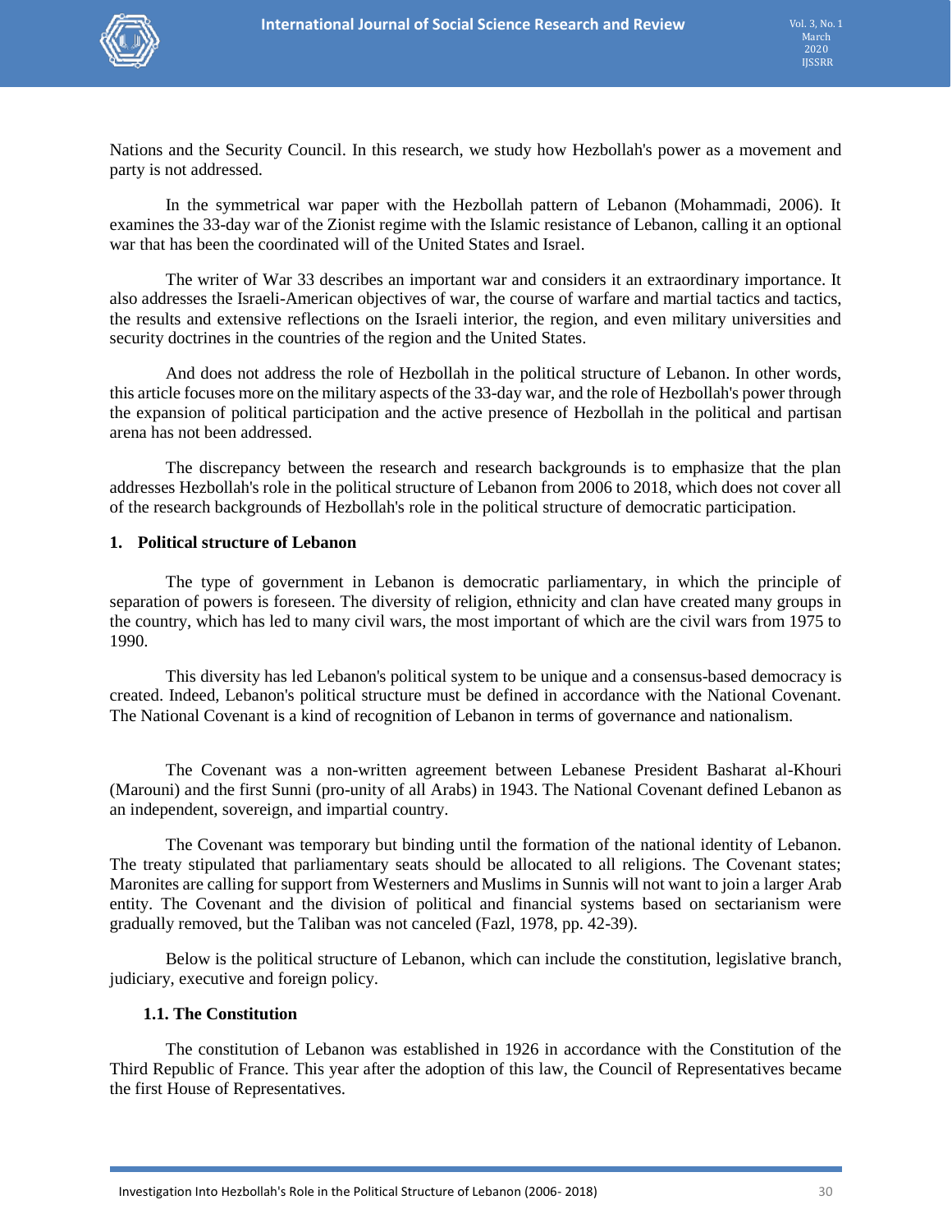Nations and the Security Council. In this research, we study how Hezbollah's power as a movement and party is not addressed.

In the symmetrical war paper with the Hezbollah pattern of Lebanon (Mohammadi, 2006). It examines the 33-day war of the Zionist regime with the Islamic resistance of Lebanon, calling it an optional war that has been the coordinated will of the United States and Israel.

The writer of War 33 describes an important war and considers it an extraordinary importance. It also addresses the Israeli-American objectives of war, the course of warfare and martial tactics and tactics, the results and extensive reflections on the Israeli interior, the region, and even military universities and security doctrines in the countries of the region and the United States.

And does not address the role of Hezbollah in the political structure of Lebanon. In other words, this article focuses more on the military aspects of the 33-day war, and the role of Hezbollah's power through the expansion of political participation and the active presence of Hezbollah in the political and partisan arena has not been addressed.

The discrepancy between the research and research backgrounds is to emphasize that the plan addresses Hezbollah's role in the political structure of Lebanon from 2006 to 2018, which does not cover all of the research backgrounds of Hezbollah's role in the political structure of democratic participation.

## 1. Political structure of Lebanon

The type of government in Lebanon is democratic parliamentary, in which the principle of separation of powers is foreseen. The diversity of religion, ethnicity and clan have created many groups in the country, which has led to many civil wars, the most important of which are the civil wars from 1975 to 1990.

This diversity has led Lebanon's political system to be unique and a consensus-based democracy is created. Indeed, Lebanon's political structure must be defined in accordance with the National Covenant. The National Covenant is a kind of recognition of Lebanon in terms of governance and nationalism.

The Covenant was a non-written agreement between Lebanese President Basharat al-Khouri (Marouni) and the first Sunni (pro-unity of all Arabs) in 1943. The National Covenant defined Lebanon as an independent, sovereign, and impartial country.

The Covenant was temporary but binding until the formation of the national identity of Lebanon. The treaty stipulated that parliamentary seats should be allocated to all religions. The Covenant states; Maronites are calling for support from Westerners and Muslims in Sunnis will not want to join a larger Arab entity. The Covenant and the division of political and financial systems based on sectarianism were gradually removed, but the Taliban was not canceled (Fazl, 1978, pp. 42-39).

Below is the political structure of Lebanon, which can include the constitution, legislative branch, judiciary, executive and foreign policy.

### 1.1. The Constitution

The constitution of Lebanon was established in 1926 in accordance with the Constitution of the Third Republic of France. This year after the adoption of this law, the Council of Representatives became the first House of Representatives.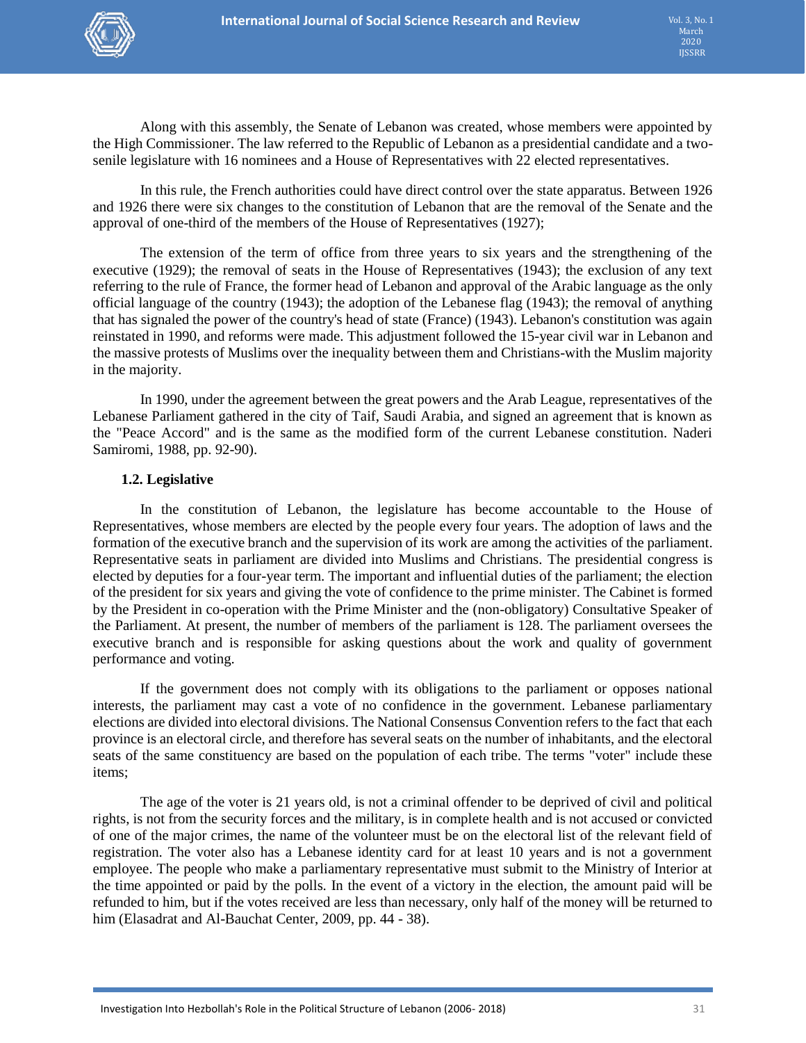Along with this assembly, the Senate of Lebanon was created, whose members were appointed by the High Commissioner. The law referred to the Republic of Lebanon as a presidential candidate and a two-senile legislature with 16 nominees and a House of Representatives with 22 elected representatives.

In this rule, the French authorities could have direct control over the state apparatus. Between 1926 and 1926 there were six changes to the constitution of Lebanon that are the removal of the Senate and the approval of one-third of the members of the House of Representatives (1927);

The extension of the term of office from three years to six years and the strengthening of the executive (1929); the removal of seats in the House of Representatives (1943); the exclusion of any text referring to the rule of France, the former head of Lebanon and approval of the Arabic language as the only official language of the country (1943); the adoption of the Lebanese flag (1943); the removal of anything that has signaled the power of the country's head of state (France) (1943). Lebanon's constitution was again reinstated in 1990, and reforms were made. This adjustment followed the 15-year civil war in Lebanon and the massive protests of Muslims over the inequality between them and Christians-with the Muslim majority in the majority.

In 1990, under the agreement between the great powers and the Arab League, representatives of the Lebanese Parliament gathered in the city of Taif, Saudi Arabia, and signed an agreement that is known as the "Peace Accord" and is the same as the modified form of the current Lebanese constitution. Naderi Samiromi, 1988, pp. 92-90).

### 1.2. Legislative

In the constitution of Lebanon, the legislature has become accountable to the House of Representatives, whose members are elected by the people every four years. The adoption of laws and the formation of the executive branch and the supervision of its work are among the activities of the parliament. Representative seats in parliament are divided into Muslims and Christians. The presidential congress is elected by deputies for a four-year term. The important and influential duties of the parliament; the election of the president for six years and giving the vote of confidence to the prime minister. The Cabinet is formed by the President in co-operation with the Prime Minister and the (non-obligatory) Consultative Speaker of the Parliament. At present, the number of members of the parliament is 128. The parliament oversees the executive branch and is responsible for asking questions about the work and quality of government performance and voting.

If the government does not comply with its obligations to the parliament or opposes national interests, the parliament may cast a vote of no confidence in the government. Lebanese parliamentary elections are divided into electoral divisions. The National Consensus Convention refers to the fact that each province is an electoral circle, and therefore has several seats on the number of inhabitants, and the electoral seats of the same constituency are based on the population of each tribe. The terms "voter" include these items;

The age of the voter is 21 years old, is not a criminal offender to be deprived of civil and political rights, is not from the security forces and the military, is in complete health and is not accused or convicted of one of the major crimes, the name of the volunteer must be on the electoral list of the relevant field of registration. The voter also has a Lebanese identity card for at least 10 years and is not a government employee. The people who make a parliamentary representative must submit to the Ministry of Interior at the time appointed or paid by the polls. In the event of a victory in the election, the amount paid will be refunded to him, but if the votes received are less than necessary, only half of the money will be returned to him (Elasadrat and Al-Bauchat Center, 2009, pp. 44 - 38).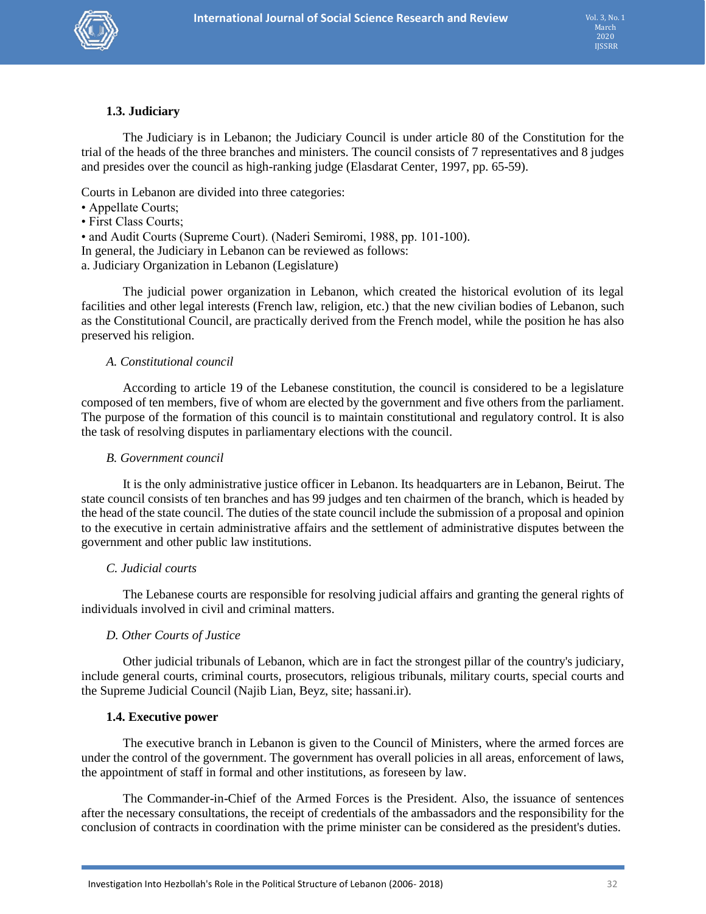### 1.3. Judiciary

The Judiciary is in Lebanon; the Judiciary Council is under article 80 of the Constitution for the trial of the heads of the three branches and ministers. The council consists of 7 representatives and 8 judges and presides over the council as high-ranking judge (Elasdarat Center, 1997, pp. 65-59).

Courts in Lebanon are divided into three categories:

- Appellate Courts;
- First Class Courts;
- and Audit Courts (Supreme Court). (Naderi Semiromi, 1988, pp. 101-100).

In general, the Judiciary in Lebanon can be reviewed as follows:

a. Judiciary Organization in Lebanon (Legislature)

The judicial power organization in Lebanon, which created the historical evolution of its legal facilities and other legal interests (French law, religion, etc.) that the new civilian bodies of Lebanon, such as the Constitutional Council, are practically derived from the French model, while the position he has also preserved his religion.

*A. Constitutional council*

According to article 19 of the Lebanese constitution, the council is considered to be a legislature composed of ten members, five of whom are elected by the government and five others from the parliament. The purpose of the formation of this council is to maintain constitutional and regulatory control. It is also the task of resolving disputes in parliamentary elections with the council.

*B. Government council*

It is the only administrative justice officer in Lebanon. Its headquarters are in Lebanon, Beirut. The state council consists of ten branches and has 99 judges and ten chairmen of the branch, which is headed by the head of the state council. The duties of the state council include the submission of a proposal and opinion to the executive in certain administrative affairs and the settlement of administrative disputes between the government and other public law institutions.

*C. Judicial courts*

The Lebanese courts are responsible for resolving judicial affairs and granting the general rights of individuals involved in civil and criminal matters.

*D. Other Courts of Justice*

Other judicial tribunals of Lebanon, which are in fact the strongest pillar of the country's judiciary, include general courts, criminal courts, prosecutors, religious tribunals, military courts, special courts and the Supreme Judicial Council (Najib Lian, Beyz, site; hassani.ir).

### 1.4. Executive power

The executive branch in Lebanon is given to the Council of Ministers, where the armed forces are under the control of the government. The government has overall policies in all areas, enforcement of laws, the appointment of staff in formal and other institutions, as foreseen by law.

The Commander-in-Chief of the Armed Forces is the President. Also, the issuance of sentences after the necessary consultations, the receipt of credentials of the ambassadors and the responsibility for the conclusion of contracts in coordination with the prime minister can be considered as the president's duties.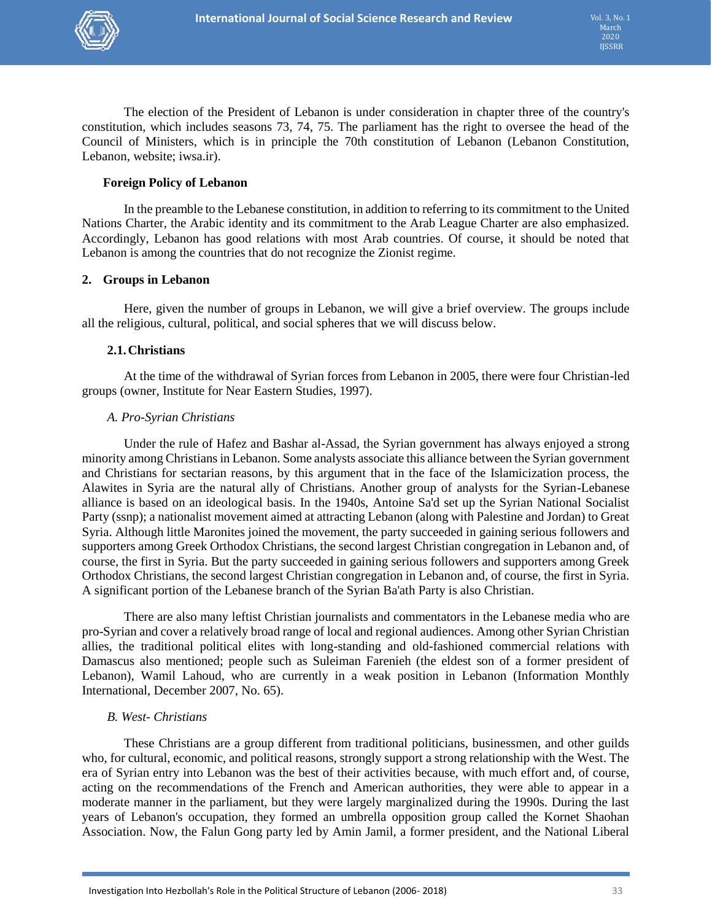The election of the President of Lebanon is under consideration in chapter three of the country's constitution, which includes seasons 73, 74, 75. The parliament has the right to oversee the head of the Council of Ministers, which is in principle the 70th constitution of Lebanon (Lebanon Constitution, Lebanon, website; iwsa.ir).

### Foreign Policy of Lebanon

In the preamble to the Lebanese constitution, in addition to referring to its commitment to the United Nations Charter, the Arabic identity and its commitment to the Arab League Charter are also emphasized. Accordingly, Lebanon has good relations with most Arab countries. Of course, it should be noted that Lebanon is among the countries that do not recognize the Zionist regime.

## 2. Groups in Lebanon

Here, given the number of groups in Lebanon, we will give a brief overview. The groups include all the religious, cultural, political, and social spheres that we will discuss below.

### 2.1. Christians

At the time of the withdrawal of Syrian forces from Lebanon in 2005, there were four Christian-led groups (owner, Institute for Near Eastern Studies, 1997).

*A. Pro-Syrian Christians*

Under the rule of Hafez and Bashar al-Assad, the Syrian government has always enjoyed a strong minority among Christians in Lebanon. Some analysts associate this alliance between the Syrian government and Christians for sectarian reasons, by this argument that in the face of the Islamicization process, the Alawites in Syria are the natural ally of Christians. Another group of analysts for the Syrian-Lebanese alliance is based on an ideological basis. In the 1940s, Antoine Sa'd set up the Syrian National Socialist Party (ssnp); a nationalist movement aimed at attracting Lebanon (along with Palestine and Jordan) to Great Syria. Although little Maronites joined the movement, the party succeeded in gaining serious followers and supporters among Greek Orthodox Christians, the second largest Christian congregation in Lebanon and, of course, the first in Syria. But the party succeeded in gaining serious followers and supporters among Greek Orthodox Christians, the second largest Christian congregation in Lebanon and, of course, the first in Syria. A significant portion of the Lebanese branch of the Syrian Ba'ath Party is also Christian.

There are also many leftist Christian journalists and commentators in the Lebanese media who are pro-Syrian and cover a relatively broad range of local and regional audiences. Among other Syrian Christian allies, the traditional political elites with long-standing and old-fashioned commercial relations with Damascus also mentioned; people such as Suleiman Farenieh (the eldest son of a former president of Lebanon), Wamil Lahoud, who are currently in a weak position in Lebanon (Information Monthly International, December 2007, No. 65).

*B. West- Christians*

These Christians are a group different from traditional politicians, businessmen, and other guilds who, for cultural, economic, and political reasons, strongly support a strong relationship with the West. The era of Syrian entry into Lebanon was the best of their activities because, with much effort and, of course, acting on the recommendations of the French and American authorities, they were able to appear in a moderate manner in the parliament, but they were largely marginalized during the 1990s. During the last years of Lebanon's occupation, they formed an umbrella opposition group called the Kornet Shaohan Association. Now, the Falun Gong party led by Amin Jamil, a former president, and the National Liberal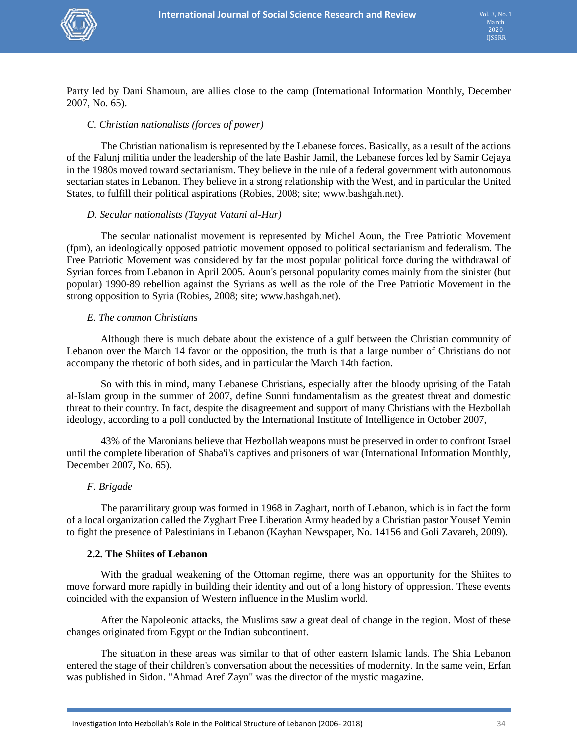Party led by Dani Shamoun, are allies close to the camp (International Information Monthly, December 2007, No. 65).

*C. Christian nationalists (forces of power)*

The Christian nationalism is represented by the Lebanese forces. Basically, as a result of the actions of the Falunj militia under the leadership of the late Bashir Jamil, the Lebanese forces led by Samir Gejaya in the 1980s moved toward sectarianism. They believe in the rule of a federal government with autonomous sectarian states in Lebanon. They believe in a strong relationship with the West, and in particular the United States, to fulfill their political aspirations (Robies, 2008; site; www.bashgah.net).

*D. Secular nationalists (Tayyat Vatani al-Hur)*

The secular nationalist movement is represented by Michel Aoun, the Free Patriotic Movement (fpm), an ideologically opposed patriotic movement opposed to political sectarianism and federalism. The Free Patriotic Movement was considered by far the most popular political force during the withdrawal of Syrian forces from Lebanon in April 2005. Aoun's personal popularity comes mainly from the sinister (but popular) 1990-89 rebellion against the Syrians as well as the role of the Free Patriotic Movement in the strong opposition to Syria (Robies, 2008; site; www.bashgah.net).

*E. The common Christians*

Although there is much debate about the existence of a gulf between the Christian community of Lebanon over the March 14 favor or the opposition, the truth is that a large number of Christians do not accompany the rhetoric of both sides, and in particular the March 14th faction.

So with this in mind, many Lebanese Christians, especially after the bloody uprising of the Fatah al-Islam group in the summer of 2007, define Sunni fundamentalism as the greatest threat and domestic threat to their country. In fact, despite the disagreement and support of many Christians with the Hezbollah ideology, according to a poll conducted by the International Institute of Intelligence in October 2007,

43% of the Maronians believe that Hezbollah weapons must be preserved in order to confront Israel until the complete liberation of Shaba'i's captives and prisoners of war (International Information Monthly, December 2007, No. 65).

*F. Brigade*

The paramilitary group was formed in 1968 in Zaghart, north of Lebanon, which is in fact the form of a local organization called the Zyghart Free Liberation Army headed by a Christian pastor Yousef Yemin to fight the presence of Palestinians in Lebanon (Kayhan Newspaper, No. 14156 and Goli Zavareh, 2009).

**2.2. The Shiites of Lebanon**

With the gradual weakening of the Ottoman regime, there was an opportunity for the Shiites to move forward more rapidly in building their identity and out of a long history of oppression. These events coincided with the expansion of Western influence in the Muslim world.

After the Napoleonic attacks, the Muslims saw a great deal of change in the region. Most of these changes originated from Egypt or the Indian subcontinent.

The situation in these areas was similar to that of other eastern Islamic lands. The Shia Lebanon entered the stage of their children's conversation about the necessities of modernity. In the same vein, Erfan was published in Sidon. "Ahmad Aref Zayn" was the director of the mystic magazine.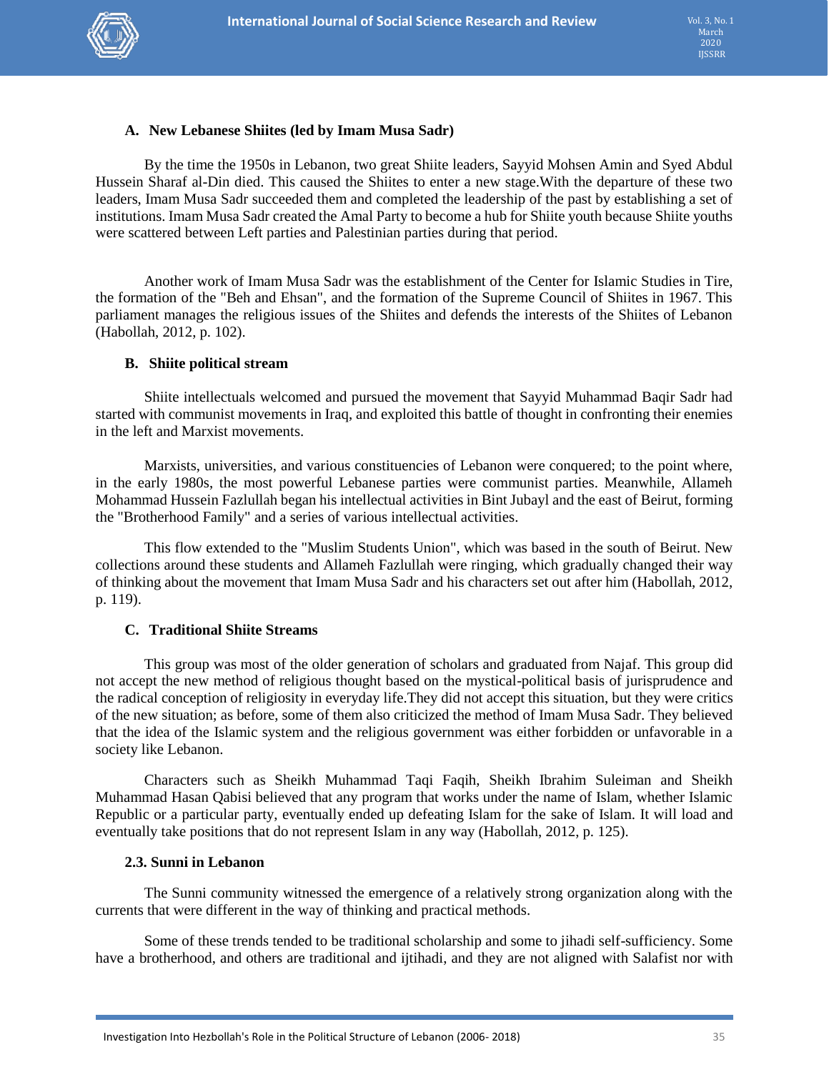### A. New Lebanese Shiites (led by Imam Musa Sadr)

By the time the 1950s in Lebanon, two great Shiite leaders, Sayyid Mohsen Amin and Syed Abdul Hussein Sharaf al-Din died. This caused the Shiites to enter a new stage.With the departure of these two leaders, Imam Musa Sadr succeeded them and completed the leadership of the past by establishing a set of institutions. Imam Musa Sadr created the Amal Party to become a hub for Shiite youth because Shiite youths were scattered between Left parties and Palestinian parties during that period.

Another work of Imam Musa Sadr was the establishment of the Center for Islamic Studies in Tire, the formation of the "Beh and Ehsan", and the formation of the Supreme Council of Shiites in 1967. This parliament manages the religious issues of the Shiites and defends the interests of the Shiites of Lebanon (Habollah, 2012, p. 102).

### B. Shiite political stream

Shiite intellectuals welcomed and pursued the movement that Sayyid Muhammad Baqir Sadr had started with communist movements in Iraq, and exploited this battle of thought in confronting their enemies in the left and Marxist movements.

Marxists, universities, and various constituencies of Lebanon were conquered; to the point where, in the early 1980s, the most powerful Lebanese parties were communist parties. Meanwhile, Allameh Mohammad Hussein Fazlullah began his intellectual activities in Bint Jubayl and the east of Beirut, forming the "Brotherhood Family" and a series of various intellectual activities.

This flow extended to the "Muslim Students Union", which was based in the south of Beirut. New collections around these students and Allameh Fazlullah were ringing, which gradually changed their way of thinking about the movement that Imam Musa Sadr and his characters set out after him (Habollah, 2012, p. 119).

### C. Traditional Shiite Streams

This group was most of the older generation of scholars and graduated from Najaf. This group did not accept the new method of religious thought based on the mystical-political basis of jurisprudence and the radical conception of religiosity in everyday life.They did not accept this situation, but they were critics of the new situation; as before, some of them also criticized the method of Imam Musa Sadr. They believed that the idea of the Islamic system and the religious government was either forbidden or unfavorable in a society like Lebanon.

Characters such as Sheikh Muhammad Taqi Faqih, Sheikh Ibrahim Suleiman and Sheikh Muhammad Hasan Qabisi believed that any program that works under the name of Islam, whether Islamic Republic or a particular party, eventually ended up defeating Islam for the sake of Islam. It will load and eventually take positions that do not represent Islam in any way (Habollah, 2012, p. 125).

### 2.3. Sunni in Lebanon

The Sunni community witnessed the emergence of a relatively strong organization along with the currents that were different in the way of thinking and practical methods.

Some of these trends tended to be traditional scholarship and some to jihadi self-sufficiency. Some have a brotherhood, and others are traditional and ijtihadi, and they are not aligned with Salafist nor with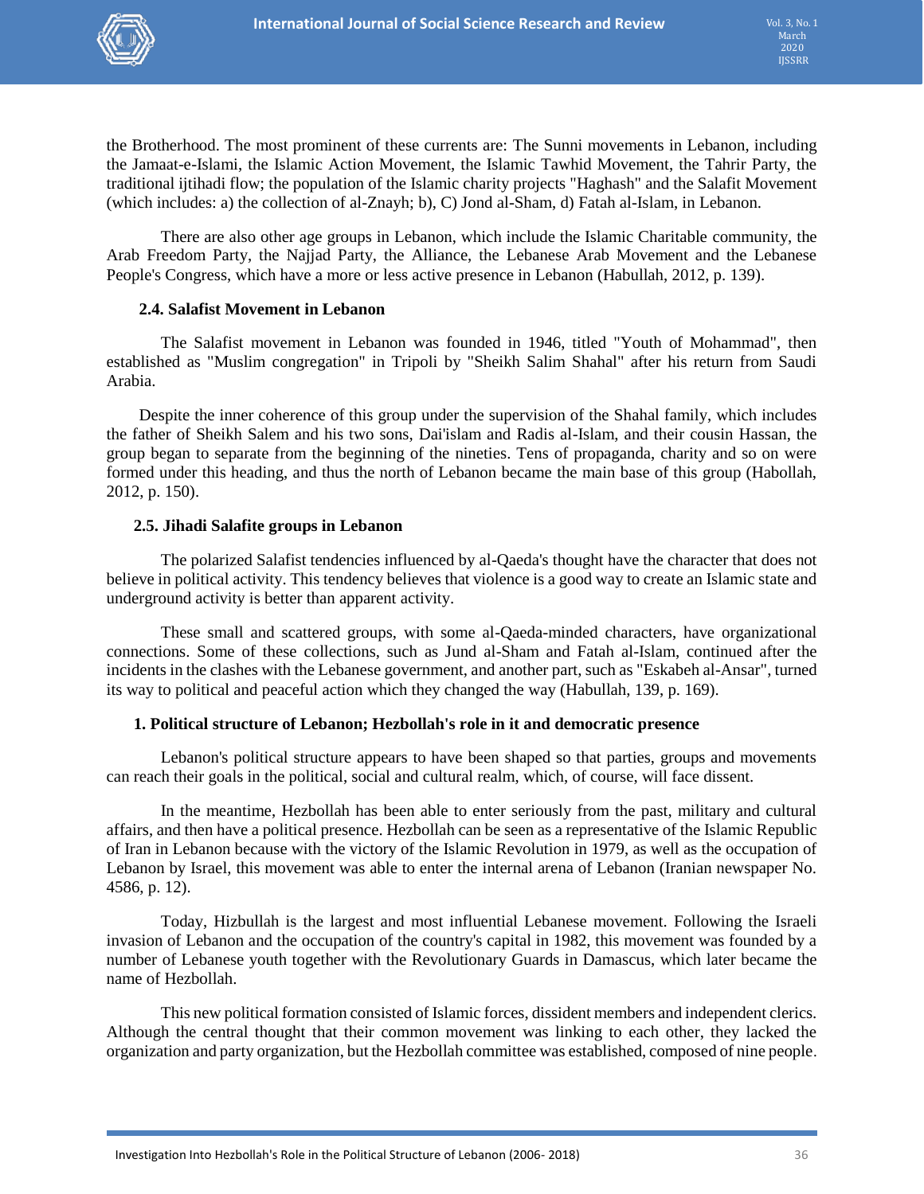the Brotherhood. The most prominent of these currents are: The Sunni movements in Lebanon, including the Jamaat-e-Islami, the Islamic Action Movement, the Islamic Tawhid Movement, the Tahrir Party, the traditional ijtihadi flow; the population of the Islamic charity projects "Haghash" and the Salafit Movement (which includes: a) the collection of al-Znayh; b), C) Jond al-Sham, d) Fatah al-Islam, in Lebanon.

There are also other age groups in Lebanon, which include the Islamic Charitable community, the Arab Freedom Party, the Najjad Party, the Alliance, the Lebanese Arab Movement and the Lebanese People's Congress, which have a more or less active presence in Lebanon (Habullah, 2012, p. 139).

### 2.4. Salafist Movement in Lebanon

The Salafist movement in Lebanon was founded in 1946, titled "Youth of Mohammad", then established as "Muslim congregation" in Tripoli by "Sheikh Salim Shahal" after his return from Saudi Arabia.

Despite the inner coherence of this group under the supervision of the Shahal family, which includes the father of Sheikh Salem and his two sons, Dai'islam and Radis al-Islam, and their cousin Hassan, the group began to separate from the beginning of the nineties. Tens of propaganda, charity and so on were formed under this heading, and thus the north of Lebanon became the main base of this group (Habollah, 2012, p. 150).

### 2.5. Jihadi Salafite groups in Lebanon

The polarized Salafist tendencies influenced by al-Qaeda's thought have the character that does not believe in political activity. This tendency believes that violence is a good way to create an Islamic state and underground activity is better than apparent activity.

These small and scattered groups, with some al-Qaeda-minded characters, have organizational connections. Some of these collections, such as Jund al-Sham and Fatah al-Islam, continued after the incidents in the clashes with the Lebanese government, and another part, such as "Eskabeh al-Ansar", turned its way to political and peaceful action which they changed the way (Habullah, 139, p. 169).

## 1. Political structure of Lebanon; Hezbollah's role in it and democratic presence

Lebanon's political structure appears to have been shaped so that parties, groups and movements can reach their goals in the political, social and cultural realm, which, of course, will face dissent.

In the meantime, Hezbollah has been able to enter seriously from the past, military and cultural affairs, and then have a political presence. Hezbollah can be seen as a representative of the Islamic Republic of Iran in Lebanon because with the victory of the Islamic Revolution in 1979, as well as the occupation of Lebanon by Israel, this movement was able to enter the internal arena of Lebanon (Iranian newspaper No. 4586, p. 12).

Today, Hizbullah is the largest and most influential Lebanese movement. Following the Israeli invasion of Lebanon and the occupation of the country's capital in 1982, this movement was founded by a number of Lebanese youth together with the Revolutionary Guards in Damascus, which later became the name of Hezbollah.

This new political formation consisted of Islamic forces, dissident members and independent clerics. Although the central thought that their common movement was linking to each other, they lacked the organization and party organization, but the Hezbollah committee was established, composed of nine people.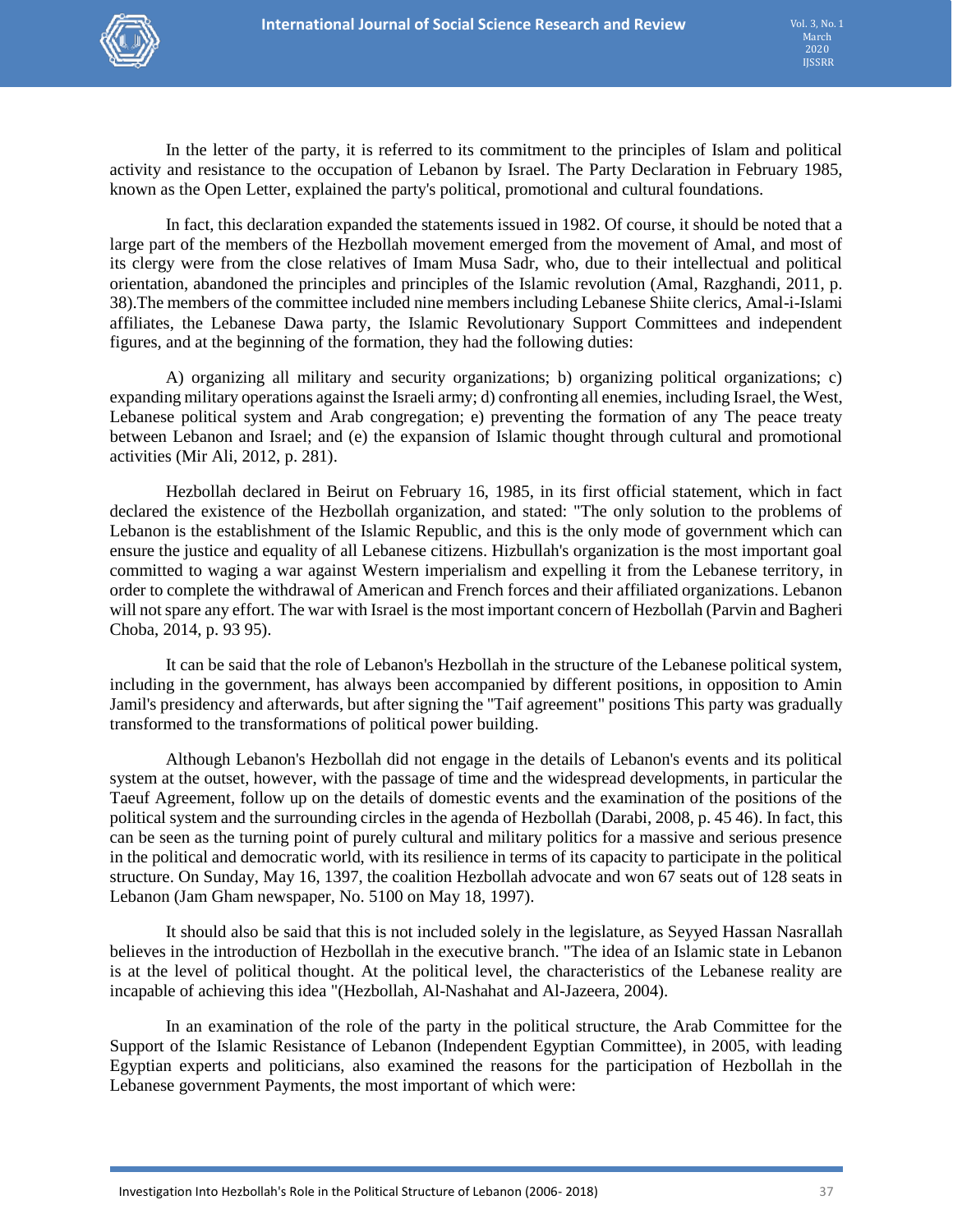In the letter of the party, it is referred to its commitment to the principles of Islam and political activity and resistance to the occupation of Lebanon by Israel. The Party Declaration in February 1985, known as the Open Letter, explained the party's political, promotional and cultural foundations.

In fact, this declaration expanded the statements issued in 1982. Of course, it should be noted that a large part of the members of the Hezbollah movement emerged from the movement of Amal, and most of its clergy were from the close relatives of Imam Musa Sadr, who, due to their intellectual and political orientation, abandoned the principles and principles of the Islamic revolution (Amal, Razghandi, 2011, p. 38).The members of the committee included nine members including Lebanese Shiite clerics, Amal-i-Islami affiliates, the Lebanese Dawa party, the Islamic Revolutionary Support Committees and independent figures, and at the beginning of the formation, they had the following duties:

A) organizing all military and security organizations; b) organizing political organizations; c) expanding military operations against the Israeli army; d) confronting all enemies, including Israel, the West, Lebanese political system and Arab congregation; e) preventing the formation of any The peace treaty between Lebanon and Israel; and (e) the expansion of Islamic thought through cultural and promotional activities (Mir Ali, 2012, p. 281).

Hezbollah declared in Beirut on February 16, 1985, in its first official statement, which in fact declared the existence of the Hezbollah organization, and stated: "The only solution to the problems of Lebanon is the establishment of the Islamic Republic, and this is the only mode of government which can ensure the justice and equality of all Lebanese citizens. Hizbullah's organization is the most important goal committed to waging a war against Western imperialism and expelling it from the Lebanese territory, in order to complete the withdrawal of American and French forces and their affiliated organizations. Lebanon will not spare any effort. The war with Israel is the most important concern of Hezbollah (Parvin and Bagheri Choba, 2014, p. 93 95).

It can be said that the role of Lebanon's Hezbollah in the structure of the Lebanese political system, including in the government, has always been accompanied by different positions, in opposition to Amin Jamil's presidency and afterwards, but after signing the "Taif agreement" positions This party was gradually transformed to the transformations of political power building.

Although Lebanon's Hezbollah did not engage in the details of Lebanon's events and its political system at the outset, however, with the passage of time and the widespread developments, in particular the Taeuf Agreement, follow up on the details of domestic events and the examination of the positions of the political system and the surrounding circles in the agenda of Hezbollah (Darabi, 2008, p. 45 46). In fact, this can be seen as the turning point of purely cultural and military politics for a massive and serious presence in the political and democratic world, with its resilience in terms of its capacity to participate in the political structure. On Sunday, May 16, 1397, the coalition Hezbollah advocate and won 67 seats out of 128 seats in Lebanon (Jam Gham newspaper, No. 5100 on May 18, 1997).

It should also be said that this is not included solely in the legislature, as Seyyed Hassan Nasrallah believes in the introduction of Hezbollah in the executive branch. "The idea of an Islamic state in Lebanon is at the level of political thought. At the political level, the characteristics of the Lebanese reality are incapable of achieving this idea "(Hezbollah, Al-Nashahat and Al-Jazeera, 2004).

In an examination of the role of the party in the political structure, the Arab Committee for the Support of the Islamic Resistance of Lebanon (Independent Egyptian Committee), in 2005, with leading Egyptian experts and politicians, also examined the reasons for the participation of Hezbollah in the Lebanese government Payments, the most important of which were: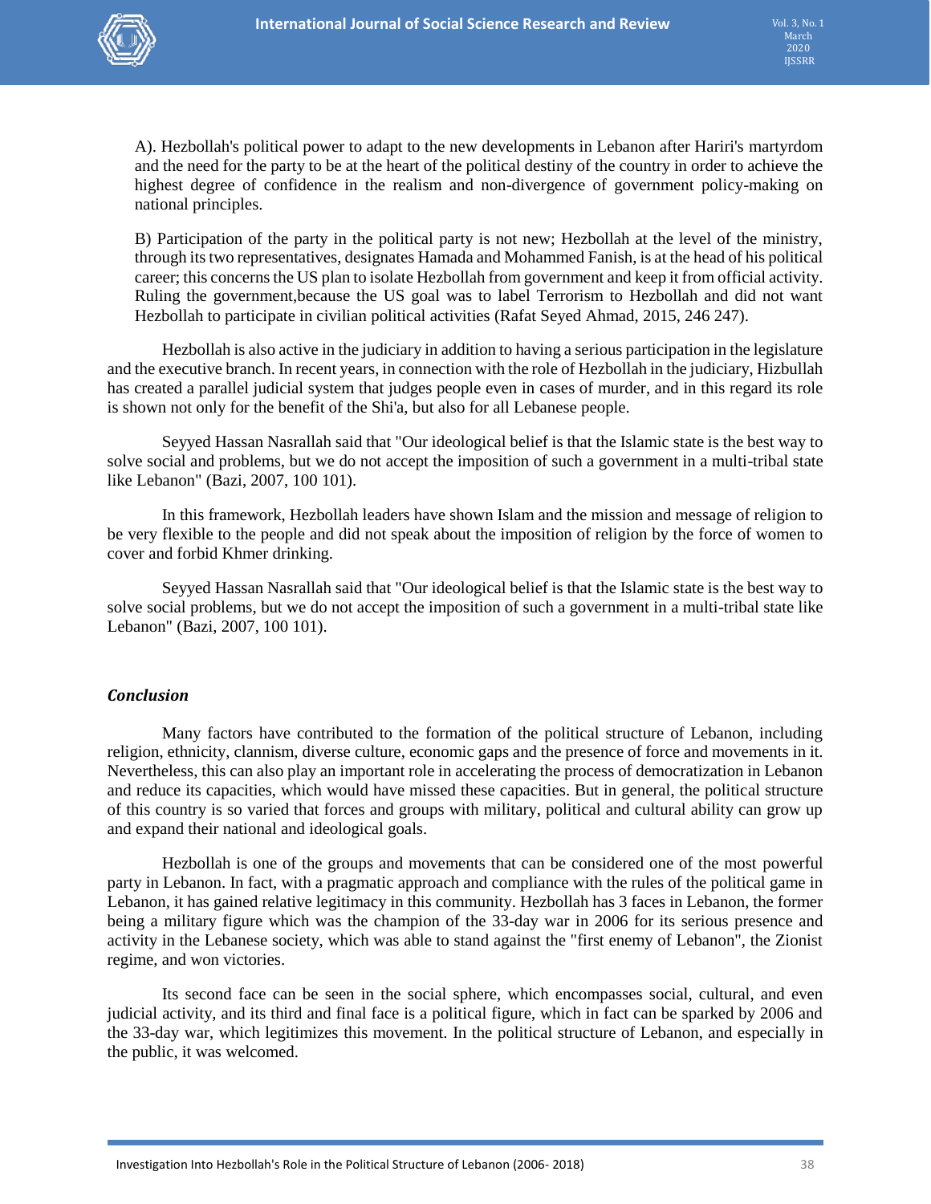A). Hezbollah's political power to adapt to the new developments in Lebanon after Hariri's martyrdom and the need for the party to be at the heart of the political destiny of the country in order to achieve the highest degree of confidence in the realism and non-divergence of government policy-making on national principles.

B) Participation of the party in the political party is not new; Hezbollah at the level of the ministry, through its two representatives, designates Hamada and Mohammed Fanish, is at the head of his political career; this concerns the US plan to isolate Hezbollah from government and keep it from official activity. Ruling the government,because the US goal was to label Terrorism to Hezbollah and did not want Hezbollah to participate in civilian political activities (Rafat Seyed Ahmad, 2015, 246 247).

Hezbollah is also active in the judiciary in addition to having a serious participation in the legislature and the executive branch. In recent years, in connection with the role of Hezbollah in the judiciary, Hizbullah has created a parallel judicial system that judges people even in cases of murder, and in this regard its role is shown not only for the benefit of the Shi'a, but also for all Lebanese people.

Seyyed Hassan Nasrallah said that "Our ideological belief is that the Islamic state is the best way to solve social and problems, but we do not accept the imposition of such a government in a multi-tribal state like Lebanon" (Bazi, 2007, 100 101).

In this framework, Hezbollah leaders have shown Islam and the mission and message of religion to be very flexible to the people and did not speak about the imposition of religion by the force of women to cover and forbid Khmer drinking.

Seyyed Hassan Nasrallah said that "Our ideological belief is that the Islamic state is the best way to solve social problems, but we do not accept the imposition of such a government in a multi-tribal state like Lebanon" (Bazi, 2007, 100 101).

## *Conclusion*

Many factors have contributed to the formation of the political structure of Lebanon, including religion, ethnicity, clannism, diverse culture, economic gaps and the presence of force and movements in it. Nevertheless, this can also play an important role in accelerating the process of democratization in Lebanon and reduce its capacities, which would have missed these capacities. But in general, the political structure of this country is so varied that forces and groups with military, political and cultural ability can grow up and expand their national and ideological goals.

Hezbollah is one of the groups and movements that can be considered one of the most powerful party in Lebanon. In fact, with a pragmatic approach and compliance with the rules of the political game in Lebanon, it has gained relative legitimacy in this community. Hezbollah has 3 faces in Lebanon, the former being a military figure which was the champion of the 33-day war in 2006 for its serious presence and activity in the Lebanese society, which was able to stand against the "first enemy of Lebanon", the Zionist regime, and won victories.

Its second face can be seen in the social sphere, which encompasses social, cultural, and even judicial activity, and its third and final face is a political figure, which in fact can be sparked by 2006 and the 33-day war, which legitimizes this movement. In the political structure of Lebanon, and especially in the public, it was welcomed.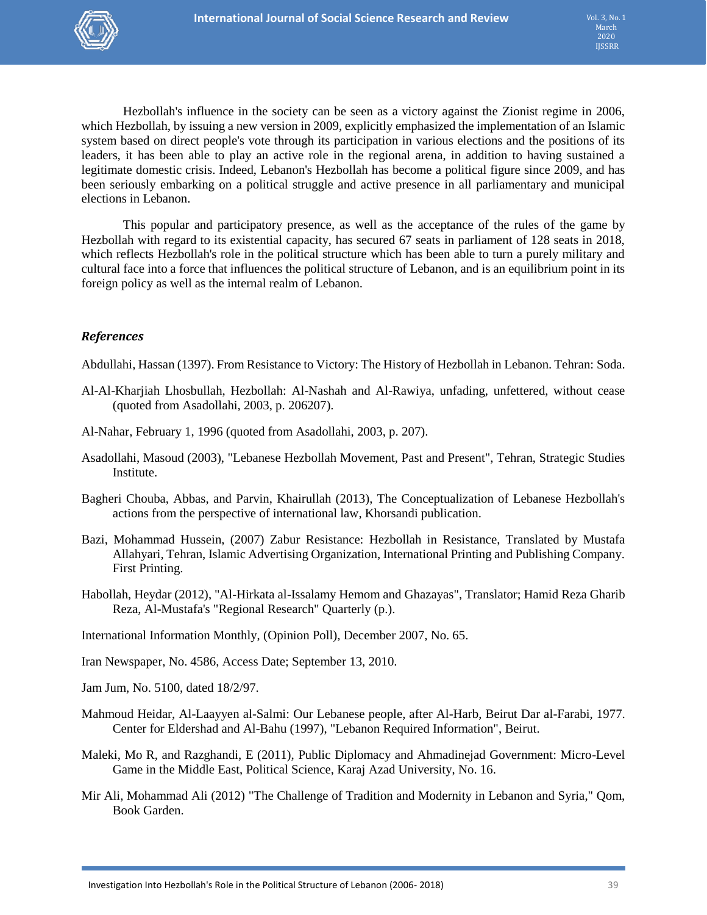Hezbollah's influence in the society can be seen as a victory against the Zionist regime in 2006, which Hezbollah, by issuing a new version in 2009, explicitly emphasized the implementation of an Islamic system based on direct people's vote through its participation in various elections and the positions of its leaders, it has been able to play an active role in the regional arena, in addition to having sustained a legitimate domestic crisis. Indeed, Lebanon's Hezbollah has become a political figure since 2009, and has been seriously embarking on a political struggle and active presence in all parliamentary and municipal elections in Lebanon.

This popular and participatory presence, as well as the acceptance of the rules of the game by Hezbollah with regard to its existential capacity, has secured 67 seats in parliament of 128 seats in 2018, which reflects Hezbollah's role in the political structure which has been able to turn a purely military and cultural face into a force that influences the political structure of Lebanon, and is an equilibrium point in its foreign policy as well as the internal realm of Lebanon.

### *References*

Abdullahi, Hassan (1397). From Resistance to Victory: The History of Hezbollah in Lebanon. Tehran: Soda.

Al-Al-Kharjiah Lhosbullah, Hezbollah: Al-Nashah and Al-Rawiya, unfading, unfettered, without cease (quoted from Asadollahi, 2003, p. 206207).

Al-Nahar, February 1, 1996 (quoted from Asadollahi, 2003, p. 207).

Asadollahi, Masoud (2003), "Lebanese Hezbollah Movement, Past and Present", Tehran, Strategic Studies Institute.

Bagheri Chouba, Abbas, and Parvin, Khairullah (2013), The Conceptualization of Lebanese Hezbollah's actions from the perspective of international law, Khorsandi publication.

Bazi, Mohammad Hussein, (2007) Zabur Resistance: Hezbollah in Resistance, Translated by Mustafa Allahyari, Tehran, Islamic Advertising Organization, International Printing and Publishing Company. First Printing.

Habollah, Heydar (2012), "Al-Hirkata al-Issalamy Hemom and Ghazayas", Translator; Hamid Reza Gharib Reza, Al-Mustafa's "Regional Research" Quarterly (p.).

International Information Monthly, (Opinion Poll), December 2007, No. 65.

Iran Newspaper, No. 4586, Access Date; September 13, 2010.

Jam Jum, No. 5100, dated 18/2/97.

Mahmoud Heidar, Al-Laayyen al-Salmi: Our Lebanese people, after Al-Harb, Beirut Dar al-Farabi, 1977. Center for Eldershad and Al-Bahu (1997), "Lebanon Required Information", Beirut.

Maleki, Mo R, and Razghandi, E (2011), Public Diplomacy and Ahmadinejad Government: Micro-Level Game in the Middle East, Political Science, Karaj Azad University, No. 16.

Mir Ali, Mohammad Ali (2012) "The Challenge of Tradition and Modernity in Lebanon and Syria," Qom, Book Garden.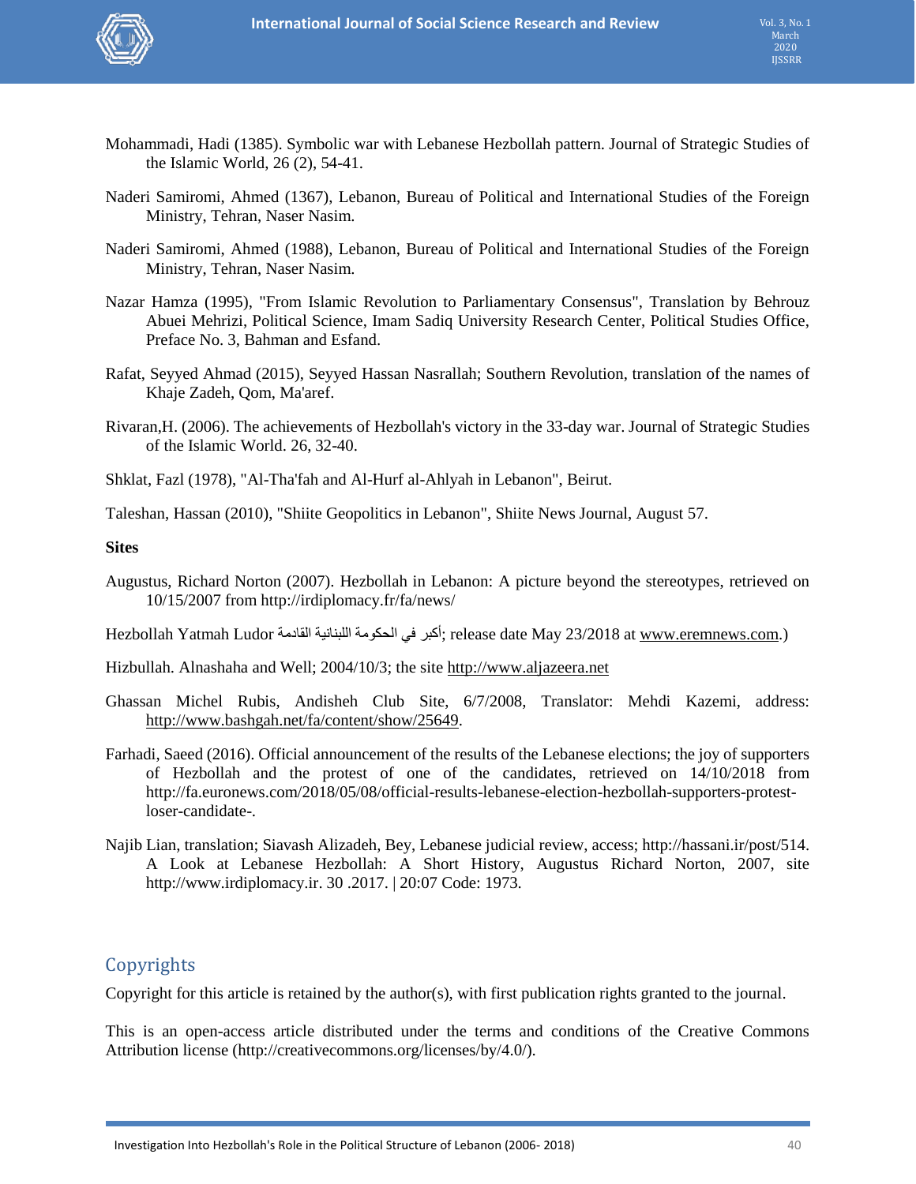Mohammadi, Hadi (1385). Symbolic war with Lebanese Hezbollah pattern. Journal of Strategic Studies of the Islamic World, 26 (2), 54-41.

Naderi Samiromi, Ahmed (1367), Lebanon, Bureau of Political and International Studies of the Foreign Ministry, Tehran, Naser Nasim.

Naderi Samiromi, Ahmed (1988), Lebanon, Bureau of Political and International Studies of the Foreign Ministry, Tehran, Naser Nasim.

Nazar Hamza (1995), "From Islamic Revolution to Parliamentary Consensus", Translation by Behrouz Abuei Mehrizi, Political Science, Imam Sadiq University Research Center, Political Studies Office, Preface No. 3, Bahman and Esfand.

Rafat, Seyyed Ahmad (2015), Seyyed Hassan Nasrallah; Southern Revolution, translation of the names of Khaje Zadeh, Qom, Ma'aref.

Rivaran,H. (2006). The achievements of Hezbollah's victory in the 33-day war. Journal of Strategic Studies of the Islamic World. 26, 32-40.

Shklat, Fazl (1978), "Al-Tha'fah and Al-Hurf al-Ahlyah in Lebanon", Beirut.

Taleshan, Hassan (2010), "Shiite Geopolitics in Lebanon", Shiite News Journal, August 57.

**Sites**

Augustus, Richard Norton (2007). Hezbollah in Lebanon: A picture beyond the stereotypes, retrieved on 10/15/2007 from http://irdiplomacy.fr/fa/news/

Hezbollah Yatmah Ludor أكبر في الحكومة اللبنانية القادمة; release date May 23/2018 at www.eremnews.com.)

Hizbullah. Alnashaha and Well; 2004/10/3; the site http://www.aljazeera.net

Ghassan Michel Rubis, Andisheh Club Site, 6/7/2008, Translator: Mehdi Kazemi, address: http://www.bashgah.net/fa/content/show/25649.

Farhadi, Saeed (2016). Official announcement of the results of the Lebanese elections; the joy of supporters of Hezbollah and the protest of one of the candidates, retrieved on 14/10/2018 from http://fa.euronews.com/2018/05/08/official-results-lebanese-election-hezbollah-supporters-protest-loser-candidate-.

Najib Lian, translation; Siavash Alizadeh, Bey, Lebanese judicial review, access; http://hassani.ir/post/514. A Look at Lebanese Hezbollah: A Short History, Augustus Richard Norton, 2007, site http://www.irdiplomacy.ir. 30 .2017. | 20:07 Code: 1973.

## Copyrights

Copyright for this article is retained by the author(s), with first publication rights granted to the journal.

This is an open-access article distributed under the terms and conditions of the Creative Commons Attribution license (http://creativecommons.org/licenses/by/4.0/).